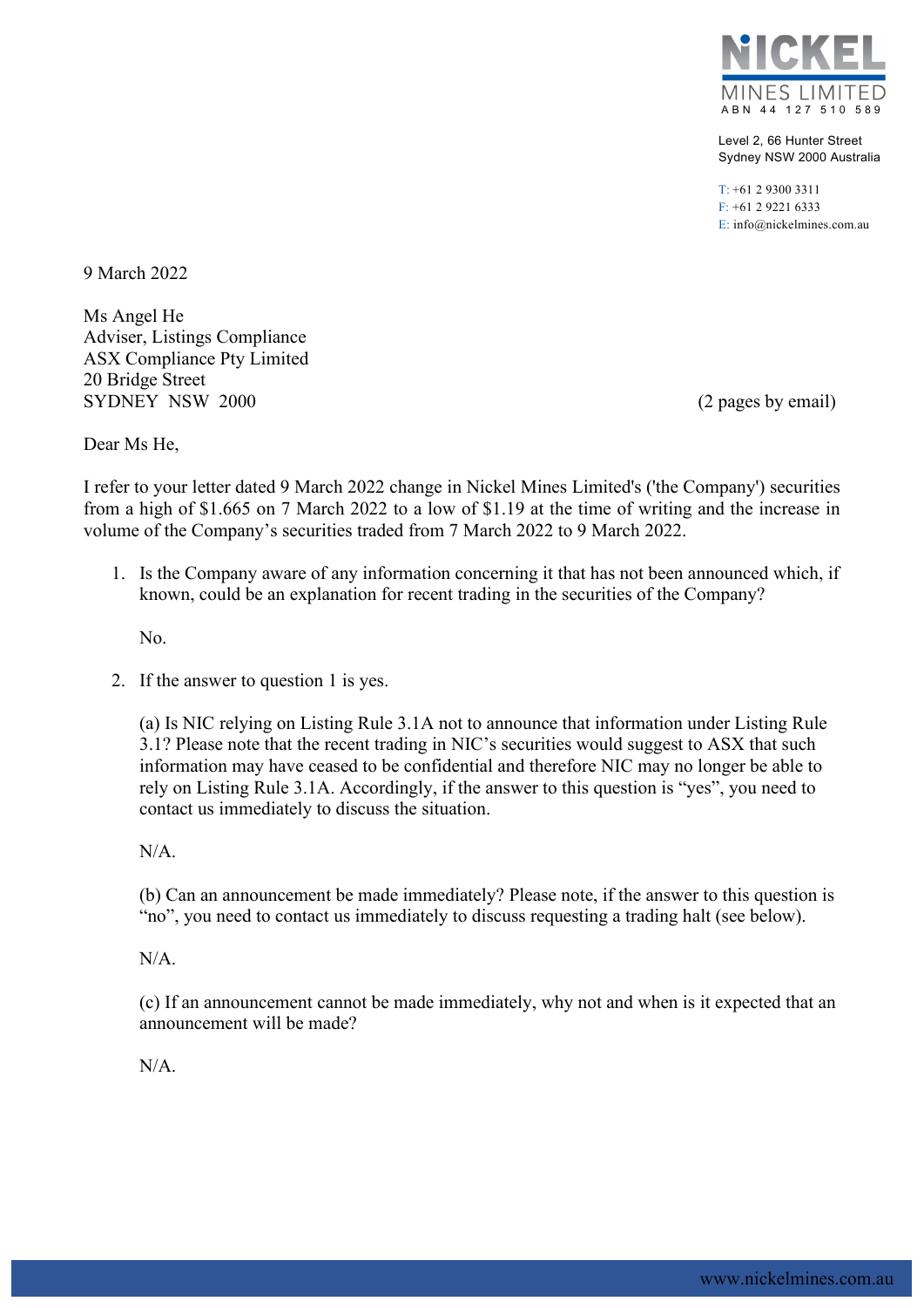**NICKEL MINES LIMITED**
ABN 44 127 510 589

Level 2, 66 Hunter Street
Sydney NSW 2000 Australia

T: +61 2 9300 3311
F: +61 2 9221 6333
E: info@nickelmines.com.au

9 March 2022

Ms Angel He
Adviser, Listings Compliance
ASX Compliance Pty Limited
20 Bridge Street
SYDNEY NSW 2000

(2 pages by email)

Dear Ms He,

I refer to your letter dated 9 March 2022 change in Nickel Mines Limited's ('the Company') securities from a high of $1.665 on 7 March 2022 to a low of $1.19 at the time of writing and the increase in volume of the Company's securities traded from 7 March 2022 to 9 March 2022.

1. Is the Company aware of any information concerning it that has not been announced which, if known, could be an explanation for recent trading in the securities of the Company?

   No.

2. If the answer to question 1 is yes.

   (a) Is NIC relying on Listing Rule 3.1A not to announce that information under Listing Rule 3.1? Please note that the recent trading in NIC's securities would suggest to ASX that such information may have ceased to be confidential and therefore NIC may no longer be able to rely on Listing Rule 3.1A. Accordingly, if the answer to this question is "yes", you need to contact us immediately to discuss the situation.

   N/A.

   (b) Can an announcement be made immediately? Please note, if the answer to this question is "no", you need to contact us immediately to discuss requesting a trading halt (see below).

   N/A.

   (c) If an announcement cannot be made immediately, why not and when is it expected that an announcement will be made?

   N/A.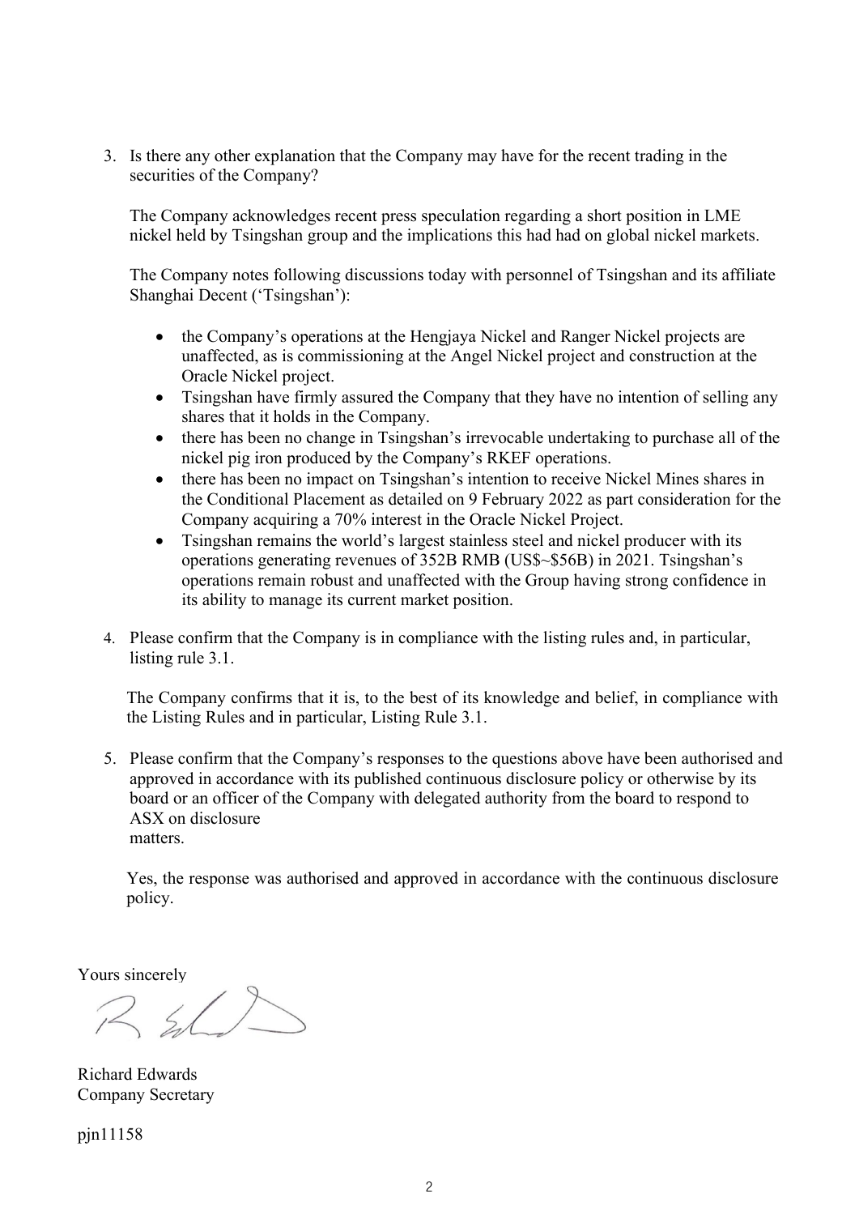3. Is there any other explanation that the Company may have for the recent trading in the securities of the Company?

   The Company acknowledges recent press speculation regarding a short position in LME nickel held by Tsingshan group and the implications this had had on global nickel markets.

   The Company notes following discussions today with personnel of Tsingshan and its affiliate Shanghai Decent ('Tsingshan'):

   - the Company's operations at the Hengjaya Nickel and Ranger Nickel projects are unaffected, as is commissioning at the Angel Nickel project and construction at the Oracle Nickel project.
   - Tsingshan have firmly assured the Company that they have no intention of selling any shares that it holds in the Company.
   - there has been no change in Tsingshan's irrevocable undertaking to purchase all of the nickel pig iron produced by the Company's RKEF operations.
   - there has been no impact on Tsingshan's intention to receive Nickel Mines shares in the Conditional Placement as detailed on 9 February 2022 as part consideration for the Company acquiring a 70% interest in the Oracle Nickel Project.
   - Tsingshan remains the world's largest stainless steel and nickel producer with its operations generating revenues of 352B RMB (US$~$56B) in 2021. Tsingshan's operations remain robust and unaffected with the Group having strong confidence in its ability to manage its current market position.

4. Please confirm that the Company is in compliance with the listing rules and, in particular, listing rule 3.1.

   The Company confirms that it is, to the best of its knowledge and belief, in compliance with the Listing Rules and in particular, Listing Rule 3.1.

5. Please confirm that the Company's responses to the questions above have been authorised and approved in accordance with its published continuous disclosure policy or otherwise by its board or an officer of the Company with delegated authority from the board to respond to ASX on disclosure matters.

   Yes, the response was authorised and approved in accordance with the continuous disclosure policy.

Yours sincerely

Richard Edwards
Company Secretary

pjn11158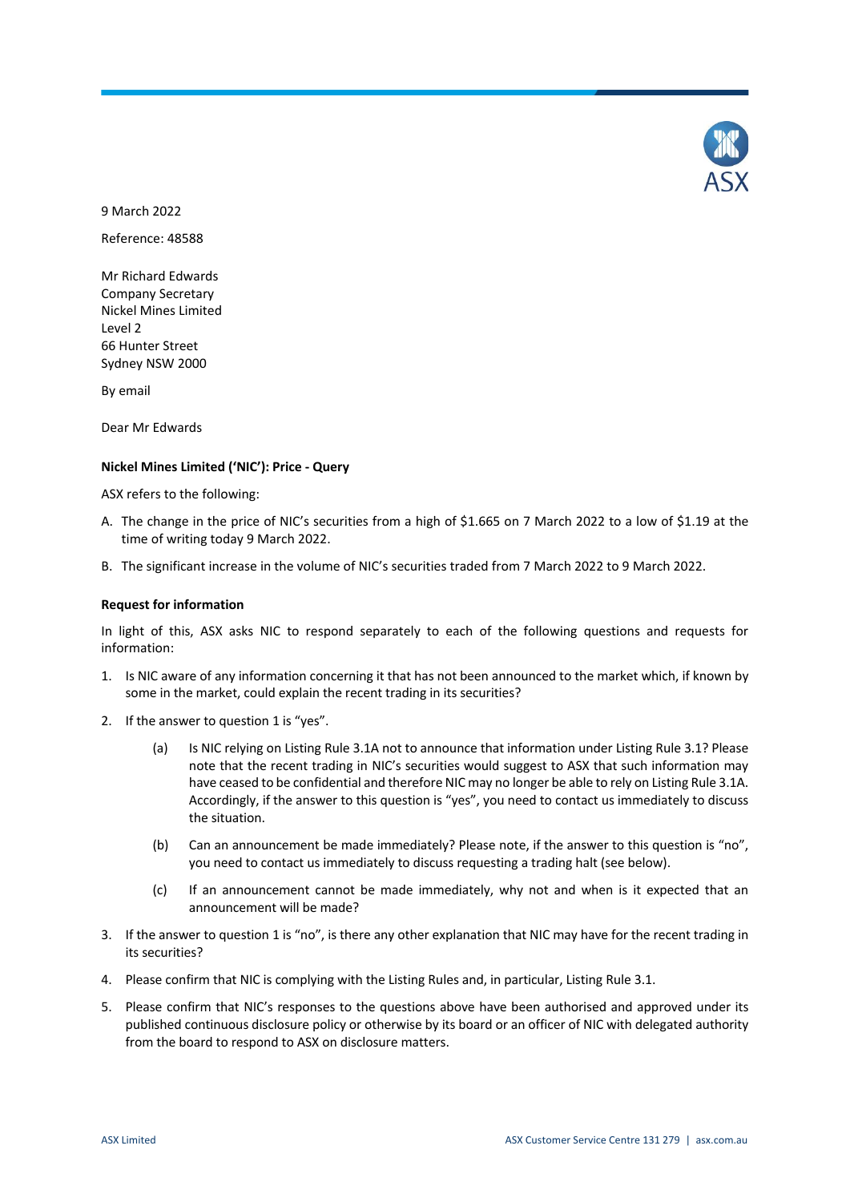9 March 2022

Reference: 48588

Mr Richard Edwards
Company Secretary
Nickel Mines Limited
Level 2
66 Hunter Street
Sydney NSW 2000

By email

Dear Mr Edwards

**Nickel Mines Limited ('NIC'): Price - Query**

ASX refers to the following:

A. The change in the price of NIC's securities from a high of $1.665 on 7 March 2022 to a low of $1.19 at the time of writing today 9 March 2022.

B. The significant increase in the volume of NIC's securities traded from 7 March 2022 to 9 March 2022.

**Request for information**

In light of this, ASX asks NIC to respond separately to each of the following questions and requests for information:

1. Is NIC aware of any information concerning it that has not been announced to the market which, if known by some in the market, could explain the recent trading in its securities?

2. If the answer to question 1 is "yes".

    (a) Is NIC relying on Listing Rule 3.1A not to announce that information under Listing Rule 3.1? Please note that the recent trading in NIC's securities would suggest to ASX that such information may have ceased to be confidential and therefore NIC may no longer be able to rely on Listing Rule 3.1A. Accordingly, if the answer to this question is "yes", you need to contact us immediately to discuss the situation.

    (b) Can an announcement be made immediately? Please note, if the answer to this question is "no", you need to contact us immediately to discuss requesting a trading halt (see below).

    (c) If an announcement cannot be made immediately, why not and when is it expected that an announcement will be made?

3. If the answer to question 1 is "no", is there any other explanation that NIC may have for the recent trading in its securities?

4. Please confirm that NIC is complying with the Listing Rules and, in particular, Listing Rule 3.1.

5. Please confirm that NIC's responses to the questions above have been authorised and approved under its published continuous disclosure policy or otherwise by its board or an officer of NIC with delegated authority from the board to respond to ASX on disclosure matters.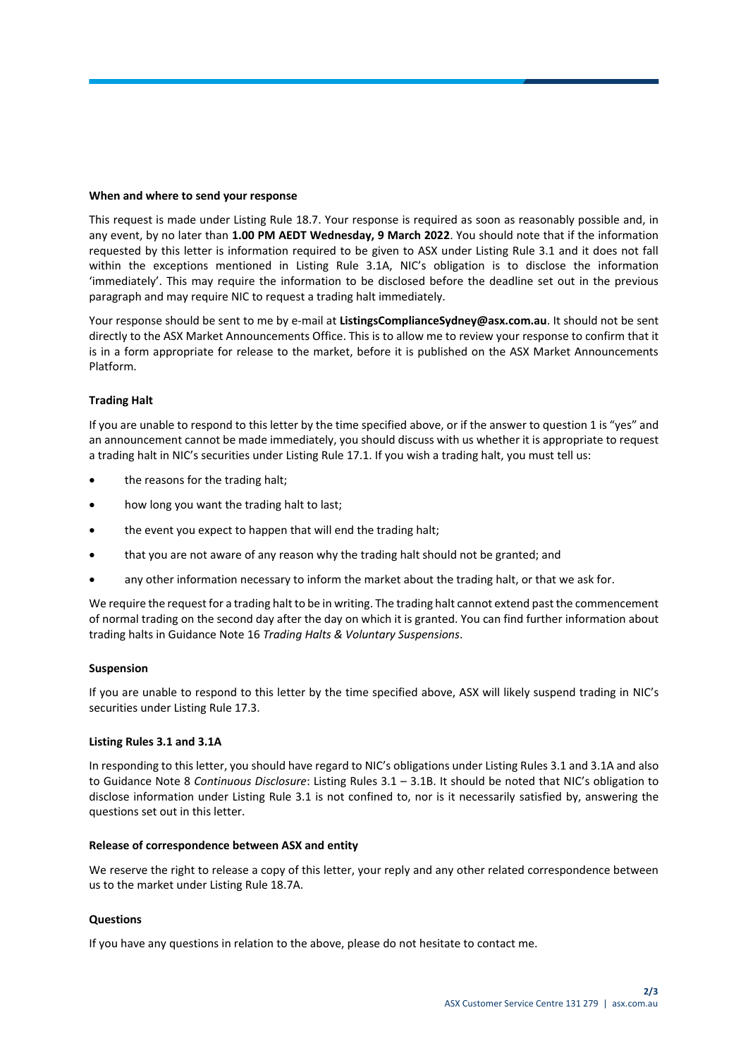#### When and where to send your response

This request is made under Listing Rule 18.7. Your response is required as soon as reasonably possible and, in any event, by no later than **1.00 PM AEDT Wednesday, 9 March 2022**. You should note that if the information requested by this letter is information required to be given to ASX under Listing Rule 3.1 and it does not fall within the exceptions mentioned in Listing Rule 3.1A, NIC's obligation is to disclose the information 'immediately'. This may require the information to be disclosed before the deadline set out in the previous paragraph and may require NIC to request a trading halt immediately.

Your response should be sent to me by e-mail at **ListingsComplianceSydney@asx.com.au**. It should not be sent directly to the ASX Market Announcements Office. This is to allow me to review your response to confirm that it is in a form appropriate for release to the market, before it is published on the ASX Market Announcements Platform.

#### Trading Halt

If you are unable to respond to this letter by the time specified above, or if the answer to question 1 is "yes" and an announcement cannot be made immediately, you should discuss with us whether it is appropriate to request a trading halt in NIC's securities under Listing Rule 17.1. If you wish a trading halt, you must tell us:

- the reasons for the trading halt;
- how long you want the trading halt to last;
- the event you expect to happen that will end the trading halt;
- that you are not aware of any reason why the trading halt should not be granted; and
- any other information necessary to inform the market about the trading halt, or that we ask for.

We require the request for a trading halt to be in writing. The trading halt cannot extend past the commencement of normal trading on the second day after the day on which it is granted. You can find further information about trading halts in Guidance Note 16 *Trading Halts & Voluntary Suspensions*.

#### Suspension

If you are unable to respond to this letter by the time specified above, ASX will likely suspend trading in NIC's securities under Listing Rule 17.3.

#### Listing Rules 3.1 and 3.1A

In responding to this letter, you should have regard to NIC's obligations under Listing Rules 3.1 and 3.1A and also to Guidance Note 8 *Continuous Disclosure*: Listing Rules 3.1 – 3.1B. It should be noted that NIC's obligation to disclose information under Listing Rule 3.1 is not confined to, nor is it necessarily satisfied by, answering the questions set out in this letter.

#### Release of correspondence between ASX and entity

We reserve the right to release a copy of this letter, your reply and any other related correspondence between us to the market under Listing Rule 18.7A.

#### Questions

If you have any questions in relation to the above, please do not hesitate to contact me.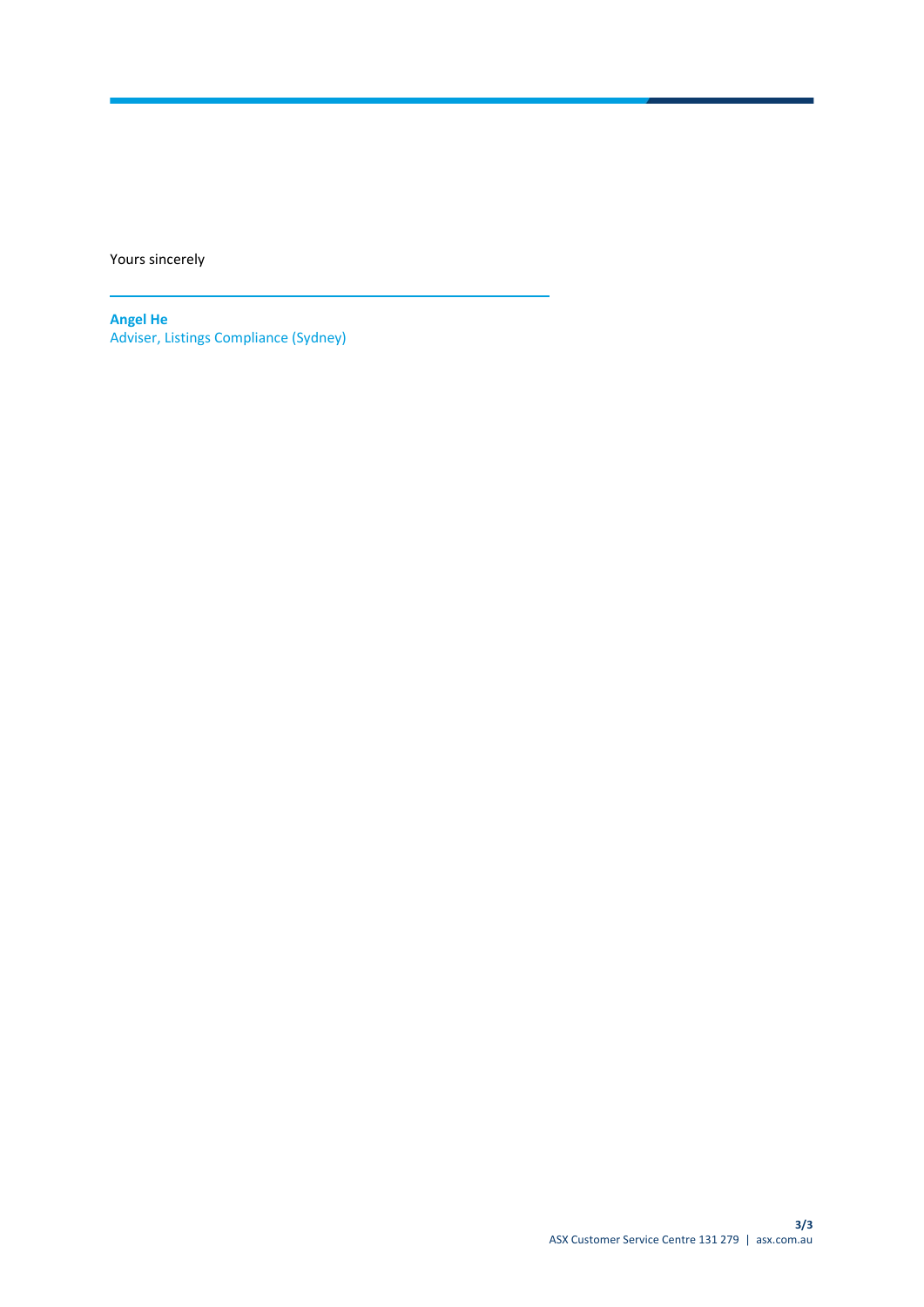Yours sincerely

**Angel He**
Adviser, Listings Compliance (Sydney)